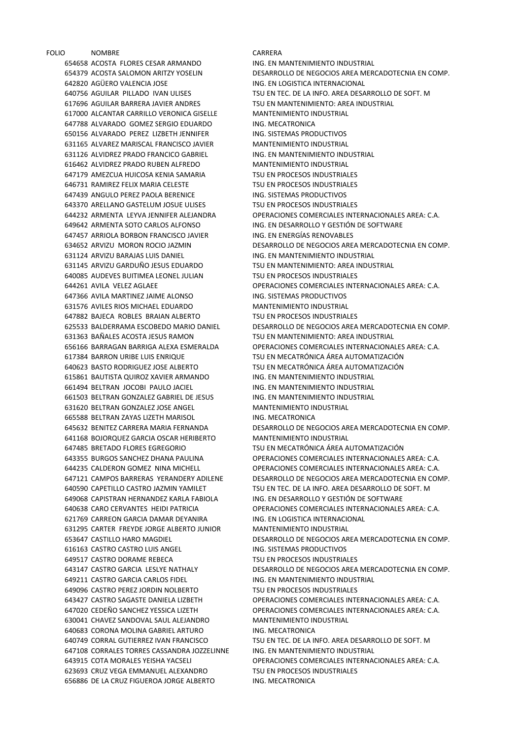| FOLIO | NOMBRE | CARRERA |
|---|---|---|
| 654658 | ACOSTA FLORES CESAR ARMANDO | ING. EN MANTENIMIENTO INDUSTRIAL |
| 654379 | ACOSTA SALOMON ARITZY YOSELIN | DESARROLLO DE NEGOCIOS AREA MERCADOTECNIA EN COMP. |
| 642820 | AGÜERO VALENCIA JOSE | ING. EN LOGISTICA INTERNACIONAL |
| 640756 | AGUILAR PILLADO IVAN ULISES | TSU EN TEC. DE LA INFO. AREA DESARROLLO DE SOFT. M |
| 617696 | AGUILAR BARRERA JAVIER ANDRES | TSU EN MANTENIMIENTO: AREA INDUSTRIAL |
| 617000 | ALCANTAR CARRILLO VERONICA GISELLE | MANTENIMIENTO INDUSTRIAL |
| 647788 | ALVARADO GOMEZ SERGIO EDUARDO | ING. MECATRONICA |
| 650156 | ALVARADO PEREZ LIZBETH JENNIFER | ING. SISTEMAS PRODUCTIVOS |
| 631165 | ALVAREZ MARISCAL FRANCISCO JAVIER | MANTENIMIENTO INDUSTRIAL |
| 631126 | ALVIDREZ PRADO FRANCICO GABRIEL | ING. EN MANTENIMIENTO INDUSTRIAL |
| 616462 | ALVIDREZ PRADO RUBEN ALFREDO | MANTENIMIENTO INDUSTRIAL |
| 647179 | AMEZCUA HUICOSA KENIA SAMARIA | TSU EN PROCESOS INDUSTRIALES |
| 646731 | RAMIREZ FELIX MARIA CELESTE | TSU EN PROCESOS INDUSTRIALES |
| 647439 | ANGULO PEREZ PAOLA BERENICE | ING. SISTEMAS PRODUCTIVOS |
| 643370 | ARELLANO GASTELUM JOSUE ULISES | TSU EN PROCESOS INDUSTRIALES |
| 644232 | ARMENTA LEYVA JENNIFER ALEJANDRA | OPERACIONES COMERCIALES INTERNACIONALES AREA: C.A. |
| 649642 | ARMENTA SOTO CARLOS ALFONSO | ING. EN DESARROLLO Y GESTIÓN DE SOFTWARE |
| 647457 | ARRIOLA BORBON FRANCISCO JAVIER | ING. EN ENERGÍAS RENOVABLES |
| 634652 | ARVIZU MORON ROCIO JAZMIN | DESARROLLO DE NEGOCIOS AREA MERCADOTECNIA EN COMP. |
| 631124 | ARVIZU BARAJAS LUIS DANIEL | ING. EN MANTENIMIENTO INDUSTRIAL |
| 631145 | ARVIZU GARDUÑO JESUS EDUARDO | TSU EN MANTENIMIENTO: AREA INDUSTRIAL |
| 640085 | AUDEVES BUITIMEA LEONEL JULIAN | TSU EN PROCESOS INDUSTRIALES |
| 644261 | AVILA VELEZ AGLAEE | OPERACIONES COMERCIALES INTERNACIONALES AREA: C.A. |
| 647366 | AVILA MARTINEZ JAIME ALONSO | ING. SISTEMAS PRODUCTIVOS |
| 631576 | AVILES RIOS MICHAEL EDUARDO | MANTENIMIENTO INDUSTRIAL |
| 647882 | BAJECA ROBLES BRAIAN ALBERTO | TSU EN PROCESOS INDUSTRIALES |
| 625533 | BALDERRAMA ESCOBEDO MARIO DANIEL | DESARROLLO DE NEGOCIOS AREA MERCADOTECNIA EN COMP. |
| 631363 | BAÑALES ACOSTA JESUS RAMON | TSU EN MANTENIMIENTO: AREA INDUSTRIAL |
| 656166 | BARRAGAN BARRIGA ALEXA ESMERALDA | OPERACIONES COMERCIALES INTERNACIONALES AREA: C.A. |
| 617384 | BARRON URIBE LUIS ENRIQUE | TSU EN MECATRÓNICA ÁREA AUTOMATIZACIÓN |
| 640623 | BASTO RODRIGUEZ JOSE ALBERTO | TSU EN MECATRÓNICA ÁREA AUTOMATIZACIÓN |
| 615861 | BAUTISTA QUIROZ XAVIER ARMANDO | ING. EN MANTENIMIENTO INDUSTRIAL |
| 661494 | BELTRAN JOCOBI PAULO JACIEL | ING. EN MANTENIMIENTO INDUSTRIAL |
| 661503 | BELTRAN GONZALEZ GABRIEL DE JESUS | ING. EN MANTENIMIENTO INDUSTRIAL |
| 631620 | BELTRAN GONZALEZ JOSE ANGEL | MANTENIMIENTO INDUSTRIAL |
| 665588 | BELTRAN ZAYAS LIZETH MARISOL | ING. MECATRONICA |
| 645632 | BENITEZ CARRERA MARIA FERNANDA | DESARROLLO DE NEGOCIOS AREA MERCADOTECNIA EN COMP. |
| 641168 | BOJORQUEZ GARCIA OSCAR HERIBERTO | MANTENIMIENTO INDUSTRIAL |
| 647485 | BRETADO FLORES EGREGORIO | TSU EN MECATRÓNICA ÁREA AUTOMATIZACIÓN |
| 643355 | BURGOS SANCHEZ DHANA PAULINA | OPERACIONES COMERCIALES INTERNACIONALES AREA: C.A. |
| 644235 | CALDERON GOMEZ NINA MICHELL | OPERACIONES COMERCIALES INTERNACIONALES AREA: C.A. |
| 647121 | CAMPOS BARRERAS YERANDERY ADILENE | DESARROLLO DE NEGOCIOS AREA MERCADOTECNIA EN COMP. |
| 640590 | CAPETILLO CASTRO JAZMIN YAMILET | TSU EN TEC. DE LA INFO. AREA DESARROLLO DE SOFT. M |
| 649068 | CAPISTRAN HERNANDEZ KARLA FABIOLA | ING. EN DESARROLLO Y GESTIÓN DE SOFTWARE |
| 640638 | CARO CERVANTES HEIDI PATRICIA | OPERACIONES COMERCIALES INTERNACIONALES AREA: C.A. |
| 621769 | CARREON GARCIA DAMAR DEYANIRA | ING. EN LOGISTICA INTERNACIONAL |
| 631295 | CARTER FREYDE JORGE ALBERTO JUNIOR | MANTENIMIENTO INDUSTRIAL |
| 653647 | CASTILLO HARO MAGDIEL | DESARROLLO DE NEGOCIOS AREA MERCADOTECNIA EN COMP. |
| 616163 | CASTRO CASTRO LUIS ANGEL | ING. SISTEMAS PRODUCTIVOS |
| 649517 | CASTRO DORAME REBECA | TSU EN PROCESOS INDUSTRIALES |
| 643147 | CASTRO GARCIA LESLYE NATHALY | DESARROLLO DE NEGOCIOS AREA MERCADOTECNIA EN COMP. |
| 649211 | CASTRO GARCIA CARLOS FIDEL | ING. EN MANTENIMIENTO INDUSTRIAL |
| 649096 | CASTRO PEREZ JORDIN NOLBERTO | TSU EN PROCESOS INDUSTRIALES |
| 643427 | CASTRO SAGASTE DANIELA LIZBETH | OPERACIONES COMERCIALES INTERNACIONALES AREA: C.A. |
| 647020 | CEDEÑO SANCHEZ YESSICA LIZETH | OPERACIONES COMERCIALES INTERNACIONALES AREA: C.A. |
| 630041 | CHAVEZ SANDOVAL SAUL ALEJANDRO | MANTENIMIENTO INDUSTRIAL |
| 640683 | CORONA MOLINA GABRIEL ARTURO | ING. MECATRONICA |
| 640749 | CORRAL GUTIERREZ IVAN FRANCISCO | TSU EN TEC. DE LA INFO. AREA DESARROLLO DE SOFT. M |
| 647108 | CORRALES TORRES CASSANDRA JOZZELINNE | ING. EN MANTENIMIENTO INDUSTRIAL |
| 643915 | COTA MORALES YEISHA YACSELI | OPERACIONES COMERCIALES INTERNACIONALES AREA: C.A. |
| 623693 | CRUZ VEGA EMMANUEL ALEXANDRO | TSU EN PROCESOS INDUSTRIALES |
| 656886 | DE LA CRUZ FIGUEROA JORGE ALBERTO | ING. MECATRONICA |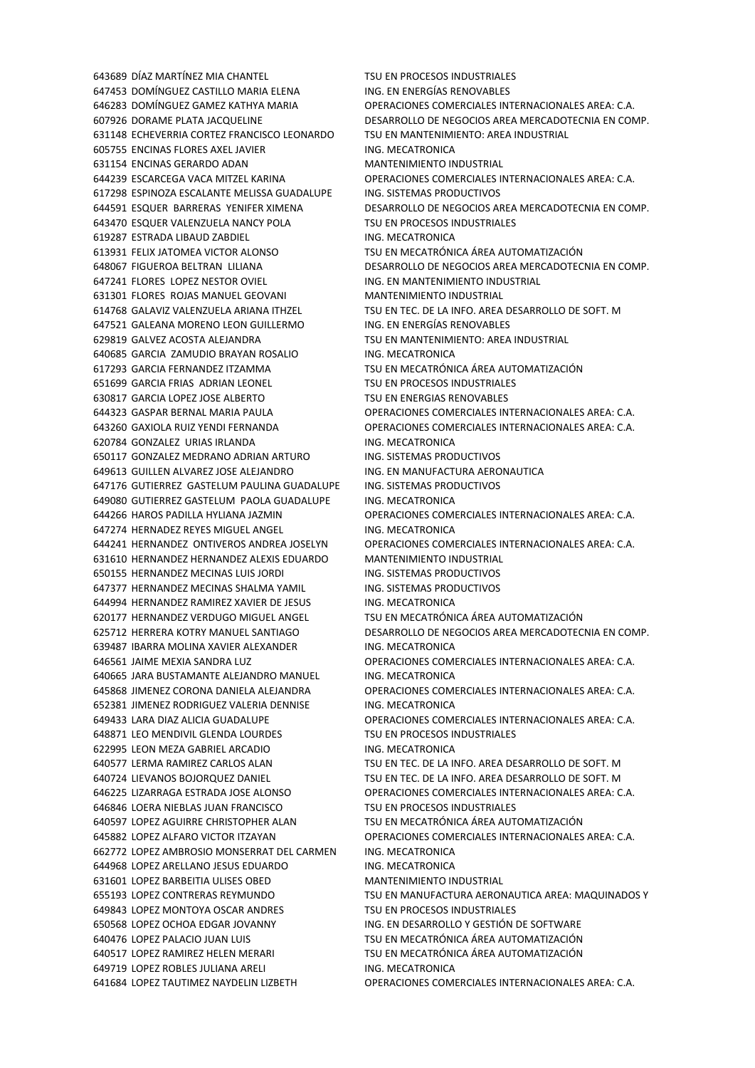| | | |
|---|---|---|
| 643689 | DÍAZ MARTÍNEZ MIA CHANTEL | TSU EN PROCESOS INDUSTRIALES |
| 647453 | DOMÍNGUEZ CASTILLO MARIA ELENA | ING. EN ENERGÍAS RENOVABLES |
| 646283 | DOMÍNGUEZ GAMEZ KATHYA MARIA | OPERACIONES COMERCIALES INTERNACIONALES AREA: C.A. |
| 607926 | DORAME PLATA JACQUELINE | DESARROLLO DE NEGOCIOS AREA MERCADOTECNIA EN COMP. |
| 631148 | ECHEVERRIA CORTEZ FRANCISCO LEONARDO | TSU EN MANTENIMIENTO: AREA INDUSTRIAL |
| 605755 | ENCINAS FLORES AXEL JAVIER | ING. MECATRONICA |
| 631154 | ENCINAS GERARDO ADAN | MANTENIMIENTO INDUSTRIAL |
| 644239 | ESCARCEGA VACA MITZEL KARINA | OPERACIONES COMERCIALES INTERNACIONALES AREA: C.A. |
| 617298 | ESPINOZA ESCALANTE MELISSA GUADALUPE | ING. SISTEMAS PRODUCTIVOS |
| 644591 | ESQUER BARRERAS YENIFER XIMENA | DESARROLLO DE NEGOCIOS AREA MERCADOTECNIA EN COMP. |
| 643470 | ESQUER VALENZUELA NANCY POLA | TSU EN PROCESOS INDUSTRIALES |
| 619287 | ESTRADA LIBAUD ZABDIEL | ING. MECATRONICA |
| 613931 | FELIX JATOMEA VICTOR ALONSO | TSU EN MECATRÓNICA ÁREA AUTOMATIZACIÓN |
| 648067 | FIGUEROA BELTRAN LILIANA | DESARROLLO DE NEGOCIOS AREA MERCADOTECNIA EN COMP. |
| 647241 | FLORES LOPEZ NESTOR OVIEL | ING. EN MANTENIMIENTO INDUSTRIAL |
| 631301 | FLORES ROJAS MANUEL GEOVANI | MANTENIMIENTO INDUSTRIAL |
| 614768 | GALAVIZ VALENZUELA ARIANA ITHZEL | TSU EN TEC. DE LA INFO. AREA DESARROLLO DE SOFT. M |
| 647521 | GALEANA MORENO LEON GUILLERMO | ING. EN ENERGÍAS RENOVABLES |
| 629819 | GALVEZ ACOSTA ALEJANDRA | TSU EN MANTENIMIENTO: AREA INDUSTRIAL |
| 640685 | GARCIA ZAMUDIO BRAYAN ROSALIO | ING. MECATRONICA |
| 617293 | GARCIA FERNANDEZ ITZAMMA | TSU EN MECATRÓNICA ÁREA AUTOMATIZACIÓN |
| 651699 | GARCIA FRIAS ADRIAN LEONEL | TSU EN PROCESOS INDUSTRIALES |
| 630817 | GARCIA LOPEZ JOSE ALBERTO | TSU EN ENERGIAS RENOVABLES |
| 644323 | GASPAR BERNAL MARIA PAULA | OPERACIONES COMERCIALES INTERNACIONALES AREA: C.A. |
| 643260 | GAXIOLA RUIZ YENDI FERNANDA | OPERACIONES COMERCIALES INTERNACIONALES AREA: C.A. |
| 620784 | GONZALEZ URIAS IRLANDA | ING. MECATRONICA |
| 650117 | GONZALEZ MEDRANO ADRIAN ARTURO | ING. SISTEMAS PRODUCTIVOS |
| 649613 | GUILLEN ALVAREZ JOSE ALEJANDRO | ING. EN MANUFACTURA AERONAUTICA |
| 647176 | GUTIERREZ GASTELUM PAULINA GUADALUPE | ING. SISTEMAS PRODUCTIVOS |
| 649080 | GUTIERREZ GASTELUM PAOLA GUADALUPE | ING. MECATRONICA |
| 644266 | HAROS PADILLA HYLIANA JAZMIN | OPERACIONES COMERCIALES INTERNACIONALES AREA: C.A. |
| 647274 | HERNADEZ REYES MIGUEL ANGEL | ING. MECATRONICA |
| 644241 | HERNANDEZ ONTIVEROS ANDREA JOSELYN | OPERACIONES COMERCIALES INTERNACIONALES AREA: C.A. |
| 631610 | HERNANDEZ HERNANDEZ ALEXIS EDUARDO | MANTENIMIENTO INDUSTRIAL |
| 650155 | HERNANDEZ MECINAS LUIS JORDI | ING. SISTEMAS PRODUCTIVOS |
| 647377 | HERNANDEZ MECINAS SHALMA YAMIL | ING. SISTEMAS PRODUCTIVOS |
| 644994 | HERNANDEZ RAMIREZ XAVIER DE JESUS | ING. MECATRONICA |
| 620177 | HERNANDEZ VERDUGO MIGUEL ANGEL | TSU EN MECATRÓNICA ÁREA AUTOMATIZACIÓN |
| 625712 | HERRERA KOTRY MANUEL SANTIAGO | DESARROLLO DE NEGOCIOS AREA MERCADOTECNIA EN COMP. |
| 639487 | IBARRA MOLINA XAVIER ALEXANDER | ING. MECATRONICA |
| 646561 | JAIME MEXIA SANDRA LUZ | OPERACIONES COMERCIALES INTERNACIONALES AREA: C.A. |
| 640665 | JARA BUSTAMANTE ALEJANDRO MANUEL | ING. MECATRONICA |
| 645868 | JIMENEZ CORONA DANIELA ALEJANDRA | OPERACIONES COMERCIALES INTERNACIONALES AREA: C.A. |
| 652381 | JIMENEZ RODRIGUEZ VALERIA DENNISE | ING. MECATRONICA |
| 649433 | LARA DIAZ ALICIA GUADALUPE | OPERACIONES COMERCIALES INTERNACIONALES AREA: C.A. |
| 648871 | LEO MENDIVIL GLENDA LOURDES | TSU EN PROCESOS INDUSTRIALES |
| 622995 | LEON MEZA GABRIEL ARCADIO | ING. MECATRONICA |
| 640577 | LERMA RAMIREZ CARLOS ALAN | TSU EN TEC. DE LA INFO. AREA DESARROLLO DE SOFT. M |
| 640724 | LIEVANOS BOJORQUEZ DANIEL | TSU EN TEC. DE LA INFO. AREA DESARROLLO DE SOFT. M |
| 646225 | LIZARRAGA ESTRADA JOSE ALONSO | OPERACIONES COMERCIALES INTERNACIONALES AREA: C.A. |
| 646846 | LOERA NIEBLAS JUAN FRANCISCO | TSU EN PROCESOS INDUSTRIALES |
| 640597 | LOPEZ AGUIRRE CHRISTOPHER ALAN | TSU EN MECATRÓNICA ÁREA AUTOMATIZACIÓN |
| 645882 | LOPEZ ALFARO VICTOR ITZAYAN | OPERACIONES COMERCIALES INTERNACIONALES AREA: C.A. |
| 662772 | LOPEZ AMBROSIO MONSERRAT DEL CARMEN | ING. MECATRONICA |
| 644968 | LOPEZ ARELLANO JESUS EDUARDO | ING. MECATRONICA |
| 631601 | LOPEZ BARBEITIA ULISES OBED | MANTENIMIENTO INDUSTRIAL |
| 655193 | LOPEZ CONTRERAS REYMUNDO | TSU EN MANUFACTURA AERONAUTICA AREA: MAQUINADOS Y |
| 649843 | LOPEZ MONTOYA OSCAR ANDRES | TSU EN PROCESOS INDUSTRIALES |
| 650568 | LOPEZ OCHOA EDGAR JOVANNY | ING. EN DESARROLLO Y GESTIÓN DE SOFTWARE |
| 640476 | LOPEZ PALACIO JUAN LUIS | TSU EN MECATRÓNICA ÁREA AUTOMATIZACIÓN |
| 640517 | LOPEZ RAMIREZ HELEN MERARI | TSU EN MECATRÓNICA ÁREA AUTOMATIZACIÓN |
| 649719 | LOPEZ ROBLES JULIANA ARELI | ING. MECATRONICA |
| 641684 | LOPEZ TAUTIMEZ NAYDELIN LIZBETH | OPERACIONES COMERCIALES INTERNACIONALES AREA: C.A. |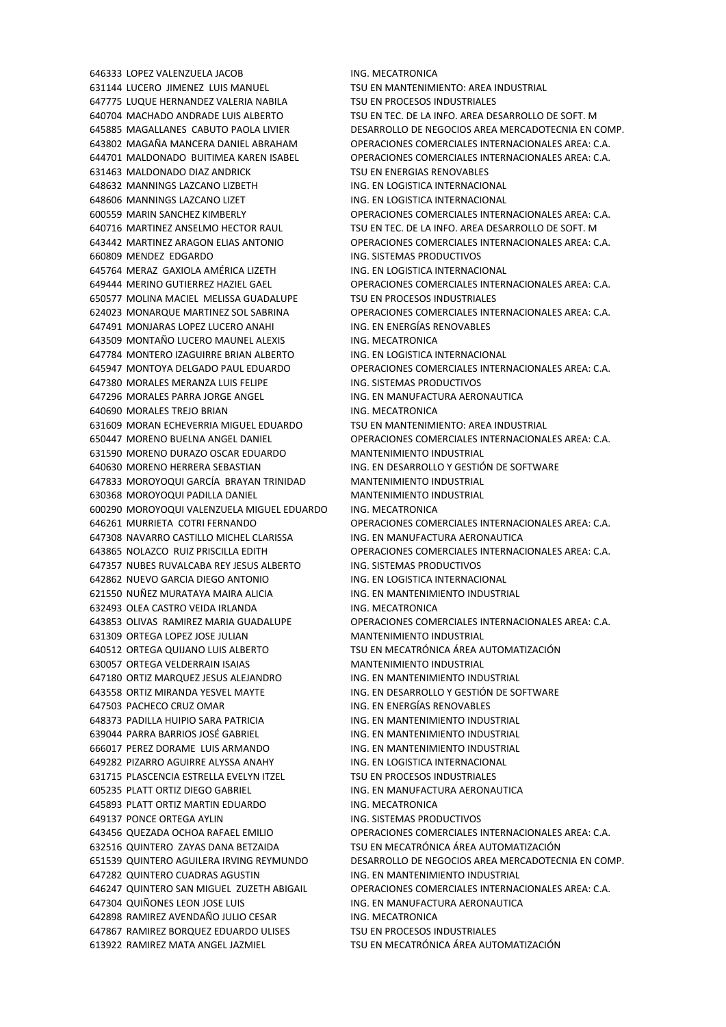| | | |
|---|---|---|
| 646333 | LOPEZ VALENZUELA JACOB | ING. MECATRONICA |
| 631144 | LUCERO JIMENEZ LUIS MANUEL | TSU EN MANTENIMIENTO: AREA INDUSTRIAL |
| 647775 | LUQUE HERNANDEZ VALERIA NABILA | TSU EN PROCESOS INDUSTRIALES |
| 640704 | MACHADO ANDRADE LUIS ALBERTO | TSU EN TEC. DE LA INFO. AREA DESARROLLO DE SOFT. M |
| 645885 | MAGALLANES CABUTO PAOLA LIVIER | DESARROLLO DE NEGOCIOS AREA MERCADOTECNIA EN COMP. |
| 643802 | MAGAÑA MANCERA DANIEL ABRAHAM | OPERACIONES COMERCIALES INTERNACIONALES AREA: C.A. |
| 644701 | MALDONADO BUITIMEA KAREN ISABEL | OPERACIONES COMERCIALES INTERNACIONALES AREA: C.A. |
| 631463 | MALDONADO DIAZ ANDRICK | TSU EN ENERGIAS RENOVABLES |
| 648632 | MANNINGS LAZCANO LIZBETH | ING. EN LOGISTICA INTERNACIONAL |
| 648606 | MANNINGS LAZCANO LIZET | ING. EN LOGISTICA INTERNACIONAL |
| 600559 | MARIN SANCHEZ KIMBERLY | OPERACIONES COMERCIALES INTERNACIONALES AREA: C.A. |
| 640716 | MARTINEZ ANSELMO HECTOR RAUL | TSU EN TEC. DE LA INFO. AREA DESARROLLO DE SOFT. M |
| 643442 | MARTINEZ ARAGON ELIAS ANTONIO | OPERACIONES COMERCIALES INTERNACIONALES AREA: C.A. |
| 660809 | MENDEZ EDGARDO | ING. SISTEMAS PRODUCTIVOS |
| 645764 | MERAZ GAXIOLA AMÉRICA LIZETH | ING. EN LOGISTICA INTERNACIONAL |
| 649444 | MERINO GUTIERREZ HAZIEL GAEL | OPERACIONES COMERCIALES INTERNACIONALES AREA: C.A. |
| 650577 | MOLINA MACIEL MELISSA GUADALUPE | TSU EN PROCESOS INDUSTRIALES |
| 624023 | MONARQUE MARTINEZ SOL SABRINA | OPERACIONES COMERCIALES INTERNACIONALES AREA: C.A. |
| 647491 | MONJARAS LOPEZ LUCERO ANAHI | ING. EN ENERGÍAS RENOVABLES |
| 643509 | MONTAÑO LUCERO MAUNEL ALEXIS | ING. MECATRONICA |
| 647784 | MONTERO IZAGUIRRE BRIAN ALBERTO | ING. EN LOGISTICA INTERNACIONAL |
| 645947 | MONTOYA DELGADO PAUL EDUARDO | OPERACIONES COMERCIALES INTERNACIONALES AREA: C.A. |
| 647380 | MORALES MERANZA LUIS FELIPE | ING. SISTEMAS PRODUCTIVOS |
| 647296 | MORALES PARRA JORGE ANGEL | ING. EN MANUFACTURA AERONAUTICA |
| 640690 | MORALES TREJO BRIAN | ING. MECATRONICA |
| 631609 | MORAN ECHEVERRIA MIGUEL EDUARDO | TSU EN MANTENIMIENTO: AREA INDUSTRIAL |
| 650447 | MORENO BUELNA ANGEL DANIEL | OPERACIONES COMERCIALES INTERNACIONALES AREA: C.A. |
| 631590 | MORENO DURAZO OSCAR EDUARDO | MANTENIMIENTO INDUSTRIAL |
| 640630 | MORENO HERRERA SEBASTIAN | ING. EN DESARROLLO Y GESTIÓN DE SOFTWARE |
| 647833 | MOROYOQUI GARCÍA BRAYAN TRINIDAD | MANTENIMIENTO INDUSTRIAL |
| 630368 | MOROYOQUI PADILLA DANIEL | MANTENIMIENTO INDUSTRIAL |
| 600290 | MOROYOQUI VALENZUELA MIGUEL EDUARDO | ING. MECATRONICA |
| 646261 | MURRIETA COTRI FERNANDO | OPERACIONES COMERCIALES INTERNACIONALES AREA: C.A. |
| 647308 | NAVARRO CASTILLO MICHEL CLARISSA | ING. EN MANUFACTURA AERONAUTICA |
| 643865 | NOLAZCO RUIZ PRISCILLA EDITH | OPERACIONES COMERCIALES INTERNACIONALES AREA: C.A. |
| 647357 | NUBES RUVALCABA REY JESUS ALBERTO | ING. SISTEMAS PRODUCTIVOS |
| 642862 | NUEVO GARCIA DIEGO ANTONIO | ING. EN LOGISTICA INTERNACIONAL |
| 621550 | NUÑEZ MURATAYA MAIRA ALICIA | ING. EN MANTENIMIENTO INDUSTRIAL |
| 632493 | OLEA CASTRO VEIDA IRLANDA | ING. MECATRONICA |
| 643853 | OLIVAS RAMIREZ MARIA GUADALUPE | OPERACIONES COMERCIALES INTERNACIONALES AREA: C.A. |
| 631309 | ORTEGA LOPEZ JOSE JULIAN | MANTENIMIENTO INDUSTRIAL |
| 640512 | ORTEGA QUIJANO LUIS ALBERTO | TSU EN MECATRÓNICA ÁREA AUTOMATIZACIÓN |
| 630057 | ORTEGA VELDERRAIN ISAIAS | MANTENIMIENTO INDUSTRIAL |
| 647180 | ORTIZ MARQUEZ JESUS ALEJANDRO | ING. EN MANTENIMIENTO INDUSTRIAL |
| 643558 | ORTIZ MIRANDA YESVEL MAYTE | ING. EN DESARROLLO Y GESTIÓN DE SOFTWARE |
| 647503 | PACHECO CRUZ OMAR | ING. EN ENERGÍAS RENOVABLES |
| 648373 | PADILLA HUIPIO SARA PATRICIA | ING. EN MANTENIMIENTO INDUSTRIAL |
| 639044 | PARRA BARRIOS JOSÉ GABRIEL | ING. EN MANTENIMIENTO INDUSTRIAL |
| 666017 | PEREZ DORAME LUIS ARMANDO | ING. EN MANTENIMIENTO INDUSTRIAL |
| 649282 | PIZARRO AGUIRRE ALYSSA ANAHY | ING. EN LOGISTICA INTERNACIONAL |
| 631715 | PLASCENCIA ESTRELLA EVELYN ITZEL | TSU EN PROCESOS INDUSTRIALES |
| 605235 | PLATT ORTIZ DIEGO GABRIEL | ING. EN MANUFACTURA AERONAUTICA |
| 645893 | PLATT ORTIZ MARTIN EDUARDO | ING. MECATRONICA |
| 649137 | PONCE ORTEGA AYLIN | ING. SISTEMAS PRODUCTIVOS |
| 643456 | QUEZADA OCHOA RAFAEL EMILIO | OPERACIONES COMERCIALES INTERNACIONALES AREA: C.A. |
| 632516 | QUINTERO ZAYAS DANA BETZAIDA | TSU EN MECATRÓNICA ÁREA AUTOMATIZACIÓN |
| 651539 | QUINTERO AGUILERA IRVING REYMUNDO | DESARROLLO DE NEGOCIOS AREA MERCADOTECNIA EN COMP. |
| 647282 | QUINTERO CUADRAS AGUSTIN | ING. EN MANTENIMIENTO INDUSTRIAL |
| 646247 | QUINTERO SAN MIGUEL ZUZETH ABIGAIL | OPERACIONES COMERCIALES INTERNACIONALES AREA: C.A. |
| 647304 | QUIÑONES LEON JOSE LUIS | ING. EN MANUFACTURA AERONAUTICA |
| 642898 | RAMIREZ AVENDAÑO JULIO CESAR | ING. MECATRONICA |
| 647867 | RAMIREZ BORQUEZ EDUARDO ULISES | TSU EN PROCESOS INDUSTRIALES |
| 613922 | RAMIREZ MATA ANGEL JAZMIEL | TSU EN MECATRÓNICA ÁREA AUTOMATIZACIÓN |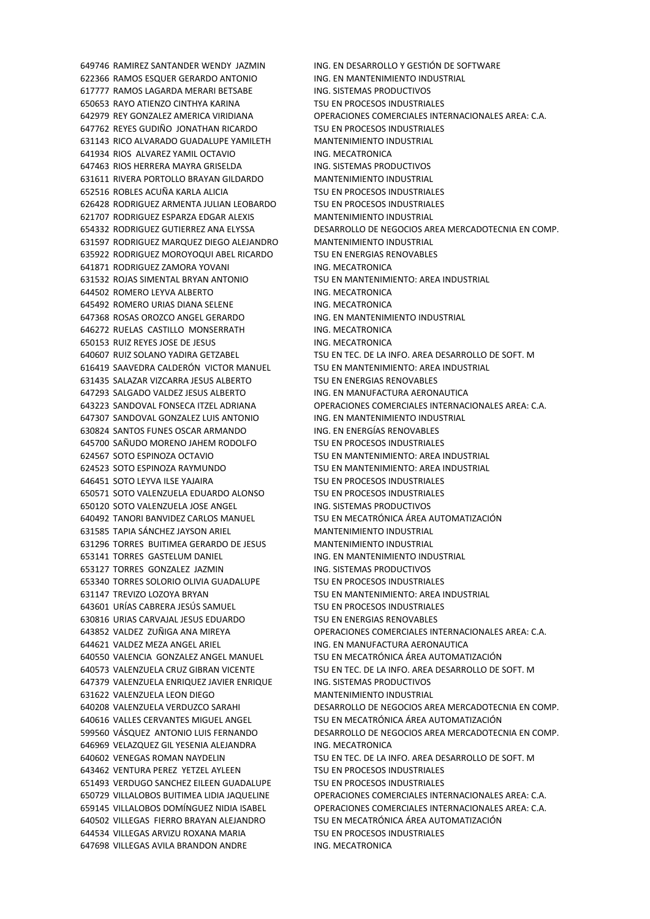| | | |
|---|---|---|
| 649746 | RAMIREZ SANTANDER WENDY JAZMIN | ING. EN DESARROLLO Y GESTIÓN DE SOFTWARE |
| 622366 | RAMOS ESQUER GERARDO ANTONIO | ING. EN MANTENIMIENTO INDUSTRIAL |
| 617777 | RAMOS LAGARDA MERARI BETSABE | ING. SISTEMAS PRODUCTIVOS |
| 650653 | RAYO ATIENZO CINTHYA KARINA | TSU EN PROCESOS INDUSTRIALES |
| 642979 | REY GONZALEZ AMERICA VIRIDIANA | OPERACIONES COMERCIALES INTERNACIONALES AREA: C.A. |
| 647762 | REYES GUDIÑO JONATHAN RICARDO | TSU EN PROCESOS INDUSTRIALES |
| 631143 | RICO ALVARADO GUADALUPE YAMILETH | MANTENIMIENTO INDUSTRIAL |
| 641934 | RIOS ALVAREZ YAMIL OCTAVIO | ING. MECATRONICA |
| 647463 | RIOS HERRERA MAYRA GRISELDA | ING. SISTEMAS PRODUCTIVOS |
| 631611 | RIVERA PORTOLLO BRAYAN GILDARDO | MANTENIMIENTO INDUSTRIAL |
| 652516 | ROBLES ACUÑA KARLA ALICIA | TSU EN PROCESOS INDUSTRIALES |
| 626428 | RODRIGUEZ ARMENTA JULIAN LEOBARDO | TSU EN PROCESOS INDUSTRIALES |
| 621707 | RODRIGUEZ ESPARZA EDGAR ALEXIS | MANTENIMIENTO INDUSTRIAL |
| 654332 | RODRIGUEZ GUTIERREZ ANA ELYSSA | DESARROLLO DE NEGOCIOS AREA MERCADOTECNIA EN COMP. |
| 631597 | RODRIGUEZ MARQUEZ DIEGO ALEJANDRO | MANTENIMIENTO INDUSTRIAL |
| 635922 | RODRIGUEZ MOROYOQUI ABEL RICARDO | TSU EN ENERGIAS RENOVABLES |
| 641871 | RODRIGUEZ ZAMORA YOVANI | ING. MECATRONICA |
| 631532 | ROJAS SIMENTAL BRYAN ANTONIO | TSU EN MANTENIMIENTO: AREA INDUSTRIAL |
| 644502 | ROMERO LEYVA ALBERTO | ING. MECATRONICA |
| 645492 | ROMERO URIAS DIANA SELENE | ING. MECATRONICA |
| 647368 | ROSAS OROZCO ANGEL GERARDO | ING. EN MANTENIMIENTO INDUSTRIAL |
| 646272 | RUELAS CASTILLO MONSERRATH | ING. MECATRONICA |
| 650153 | RUIZ REYES JOSE DE JESUS | ING. MECATRONICA |
| 640607 | RUIZ SOLANO YADIRA GETZABEL | TSU EN TEC. DE LA INFO. AREA DESARROLLO DE SOFT. M |
| 616419 | SAAVEDRA CALDERÓN VICTOR MANUEL | TSU EN MANTENIMIENTO: AREA INDUSTRIAL |
| 631435 | SALAZAR VIZCARRA JESUS ALBERTO | TSU EN ENERGIAS RENOVABLES |
| 647293 | SALGADO VALDEZ JESUS ALBERTO | ING. EN MANUFACTURA AERONAUTICA |
| 643223 | SANDOVAL FONSECA ITZEL ADRIANA | OPERACIONES COMERCIALES INTERNACIONALES AREA: C.A. |
| 647307 | SANDOVAL GONZALEZ LUIS ANTONIO | ING. EN MANTENIMIENTO INDUSTRIAL |
| 630824 | SANTOS FUNES OSCAR ARMANDO | ING. EN ENERGÍAS RENOVABLES |
| 645700 | SAÑUDO MORENO JAHEM RODOLFO | TSU EN PROCESOS INDUSTRIALES |
| 624567 | SOTO ESPINOZA OCTAVIO | TSU EN MANTENIMIENTO: AREA INDUSTRIAL |
| 624523 | SOTO ESPINOZA RAYMUNDO | TSU EN MANTENIMIENTO: AREA INDUSTRIAL |
| 646451 | SOTO LEYVA ILSE YAJAIRA | TSU EN PROCESOS INDUSTRIALES |
| 650571 | SOTO VALENZUELA EDUARDO ALONSO | TSU EN PROCESOS INDUSTRIALES |
| 650120 | SOTO VALENZUELA JOSE ANGEL | ING. SISTEMAS PRODUCTIVOS |
| 640492 | TANORI BANVIDEZ CARLOS MANUEL | TSU EN MECATRÓNICA ÁREA AUTOMATIZACIÓN |
| 631585 | TAPIA SÁNCHEZ JAYSON ARIEL | MANTENIMIENTO INDUSTRIAL |
| 631296 | TORRES BUITIMEA GERARDO DE JESUS | MANTENIMIENTO INDUSTRIAL |
| 653141 | TORRES GASTELUM DANIEL | ING. EN MANTENIMIENTO INDUSTRIAL |
| 653127 | TORRES GONZALEZ JAZMIN | ING. SISTEMAS PRODUCTIVOS |
| 653340 | TORRES SOLORIO OLIVIA GUADALUPE | TSU EN PROCESOS INDUSTRIALES |
| 631147 | TREVIZO LOZOYA BRYAN | TSU EN MANTENIMIENTO: AREA INDUSTRIAL |
| 643601 | URÍAS CABRERA JESÚS SAMUEL | TSU EN PROCESOS INDUSTRIALES |
| 630816 | URIAS CARVAJAL JESUS EDUARDO | TSU EN ENERGIAS RENOVABLES |
| 643852 | VALDEZ ZUÑIGA ANA MIREYA | OPERACIONES COMERCIALES INTERNACIONALES AREA: C.A. |
| 644621 | VALDEZ MEZA ANGEL ARIEL | ING. EN MANUFACTURA AERONAUTICA |
| 640550 | VALENCIA GONZALEZ ANGEL MANUEL | TSU EN MECATRÓNICA ÁREA AUTOMATIZACIÓN |
| 640573 | VALENZUELA CRUZ GIBRAN VICENTE | TSU EN TEC. DE LA INFO. AREA DESARROLLO DE SOFT. M |
| 647379 | VALENZUELA ENRIQUEZ JAVIER ENRIQUE | ING. SISTEMAS PRODUCTIVOS |
| 631622 | VALENZUELA LEON DIEGO | MANTENIMIENTO INDUSTRIAL |
| 640208 | VALENZUELA VERDUZCO SARAHI | DESARROLLO DE NEGOCIOS AREA MERCADOTECNIA EN COMP. |
| 640616 | VALLES CERVANTES MIGUEL ANGEL | TSU EN MECATRÓNICA ÁREA AUTOMATIZACIÓN |
| 599560 | VÁSQUEZ ANTONIO LUIS FERNANDO | DESARROLLO DE NEGOCIOS AREA MERCADOTECNIA EN COMP. |
| 646969 | VELAZQUEZ GIL YESENIA ALEJANDRA | ING. MECATRONICA |
| 640602 | VENEGAS ROMAN NAYDELIN | TSU EN TEC. DE LA INFO. AREA DESARROLLO DE SOFT. M |
| 643462 | VENTURA PEREZ YETZEL AYLEEN | TSU EN PROCESOS INDUSTRIALES |
| 651493 | VERDUGO SANCHEZ EILEEN GUADALUPE | TSU EN PROCESOS INDUSTRIALES |
| 650729 | VILLALOBOS BUITIMEA LIDIA JAQUELINE | OPERACIONES COMERCIALES INTERNACIONALES AREA: C.A. |
| 659145 | VILLALOBOS DOMÍNGUEZ NIDIA ISABEL | OPERACIONES COMERCIALES INTERNACIONALES AREA: C.A. |
| 640502 | VILLEGAS FIERRO BRAYAN ALEJANDRO | TSU EN MECATRÓNICA ÁREA AUTOMATIZACIÓN |
| 644534 | VILLEGAS ARVIZU ROXANA MARIA | TSU EN PROCESOS INDUSTRIALES |
| 647698 | VILLEGAS AVILA BRANDON ANDRE | ING. MECATRONICA |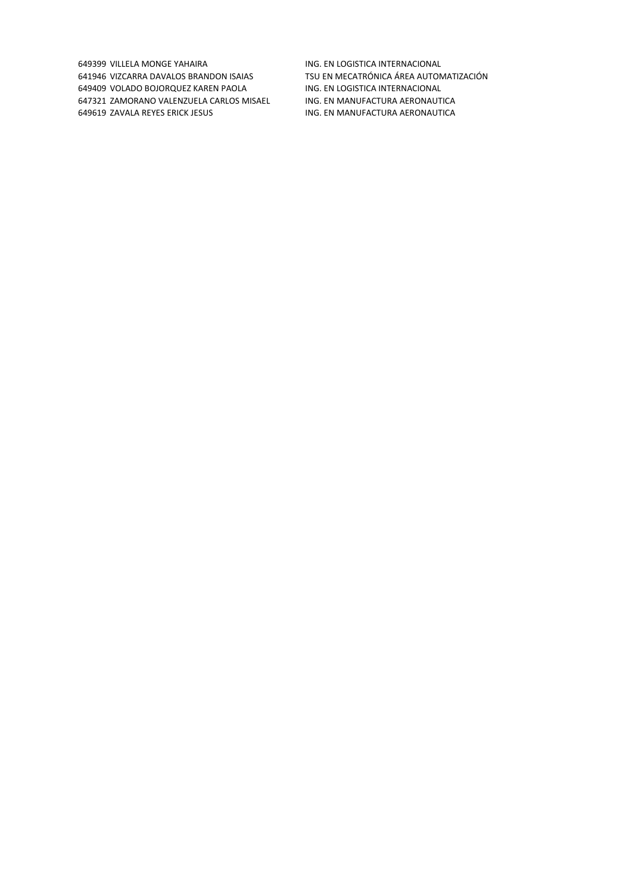| | | |
|---|---|---|
| 649399 | VILLELA MONGE YAHAIRA | ING. EN LOGISTICA INTERNACIONAL |
| 641946 | VIZCARRA DAVALOS BRANDON ISAIAS | TSU EN MECATRÓNICA ÁREA AUTOMATIZACIÓN |
| 649409 | VOLADO BOJORQUEZ KAREN PAOLA | ING. EN LOGISTICA INTERNACIONAL |
| 647321 | ZAMORANO VALENZUELA CARLOS MISAEL | ING. EN MANUFACTURA AERONAUTICA |
| 649619 | ZAVALA REYES ERICK JESUS | ING. EN MANUFACTURA AERONAUTICA |